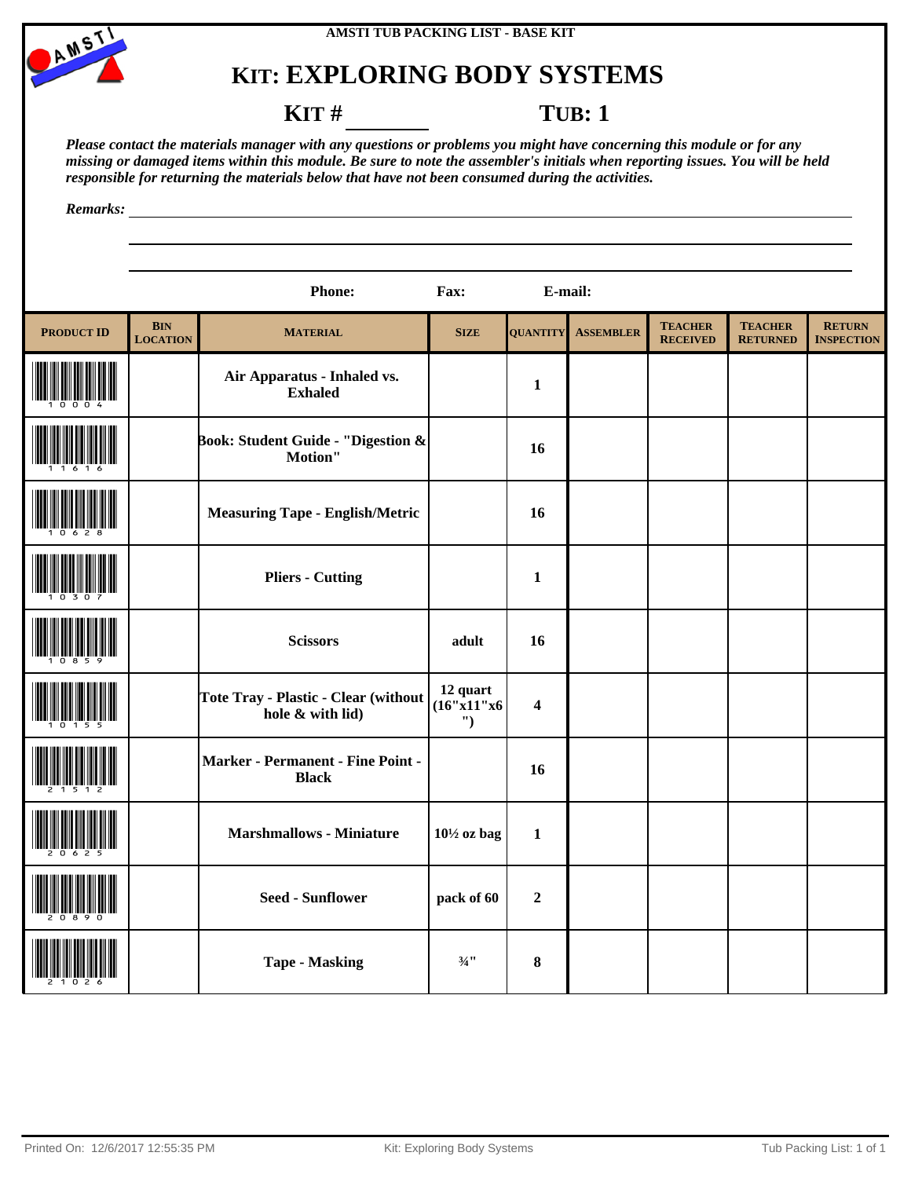AMSTI TUB PACKING LIST - BASE KIT

# KIT: EXPLORING BODY SYSTEMS

**KIT # ________** **TUB: 1**

*Please contact the materials manager with any questions or problems you might have concerning this module or for any missing or damaged items within this module. Be sure to note the assembler's initials when reporting issues. You will be held responsible for returning the materials below that have not been consumed during the activities.*

*Remarks:* ______________________________________________

**Phone:** **Fax:** **E-mail:**

| PRODUCT ID | BIN LOCATION | MATERIAL | SIZE | QUANTITY | ASSEMBLER | TEACHER RECEIVED | TEACHER RETURNED | RETURN INSPECTION |
|---|---|---|---|---|---|---|---|---|
| 10004 | | Air Apparatus - Inhaled vs. Exhaled | | 1 | | | | |
| 11616 | | Book: Student Guide - "Digestion & Motion" | | 16 | | | | |
| 10628 | | Measuring Tape - English/Metric | | 16 | | | | |
| 10307 | | Pliers - Cutting | | 1 | | | | |
| 10859 | | Scissors | adult | 16 | | | | |
| 10155 | | Tote Tray - Plastic - Clear (without hole & with lid) | 12 quart (16"x11"x6") | 4 | | | | |
| 21512 | | Marker - Permanent - Fine Point - Black | | 16 | | | | |
| 20625 | | Marshmallows - Miniature | 10½ oz bag | 1 | | | | |
| 20890 | | Seed - Sunflower | pack of 60 | 2 | | | | |
| 21026 | | Tape - Masking | ¾" | 8 | | | | |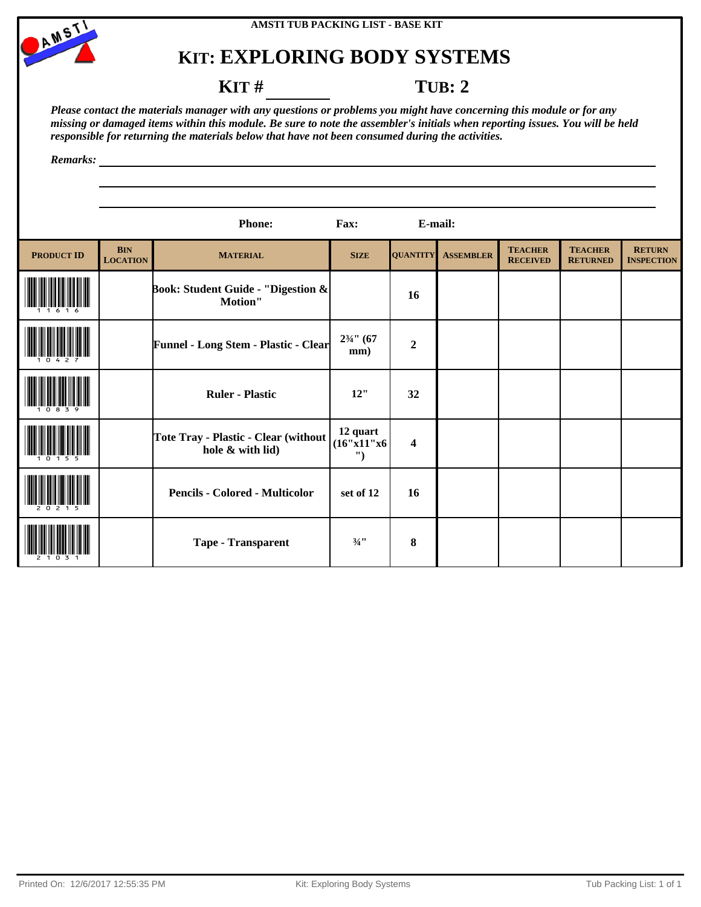AMSTI TUB PACKING LIST - BASE KIT

# KIT: EXPLORING BODY SYSTEMS

**KIT #** ________ **TUB: 2**

***Please contact the materials manager with any questions or problems you might have concerning this module or for any missing or damaged items within this module. Be sure to note the assembler's initials when reporting issues. You will be held responsible for returning the materials below that have not been consumed during the activities.***

***Remarks:*** ______________________________

**Phone:** **Fax:** **E-mail:**

| PRODUCT ID | BIN LOCATION | MATERIAL | SIZE | QUANTITY | ASSEMBLER | TEACHER RECEIVED | TEACHER RETURNED | RETURN INSPECTION |
|---|---|---|---|---|---|---|---|---|
| 11616 | | Book: Student Guide - "Digestion & Motion" | | 16 | | | | |
| 10427 | | Funnel - Long Stem - Plastic - Clear | 2¾" (67 mm) | 2 | | | | |
| 10839 | | Ruler - Plastic | 12" | 32 | | | | |
| 10155 | | Tote Tray - Plastic - Clear (without hole & with lid) | 12 quart (16"x11"x6") | 4 | | | | |
| 20215 | | Pencils - Colored - Multicolor | set of 12 | 16 | | | | |
| 21031 | | Tape - Transparent | ¾" | 8 | | | | |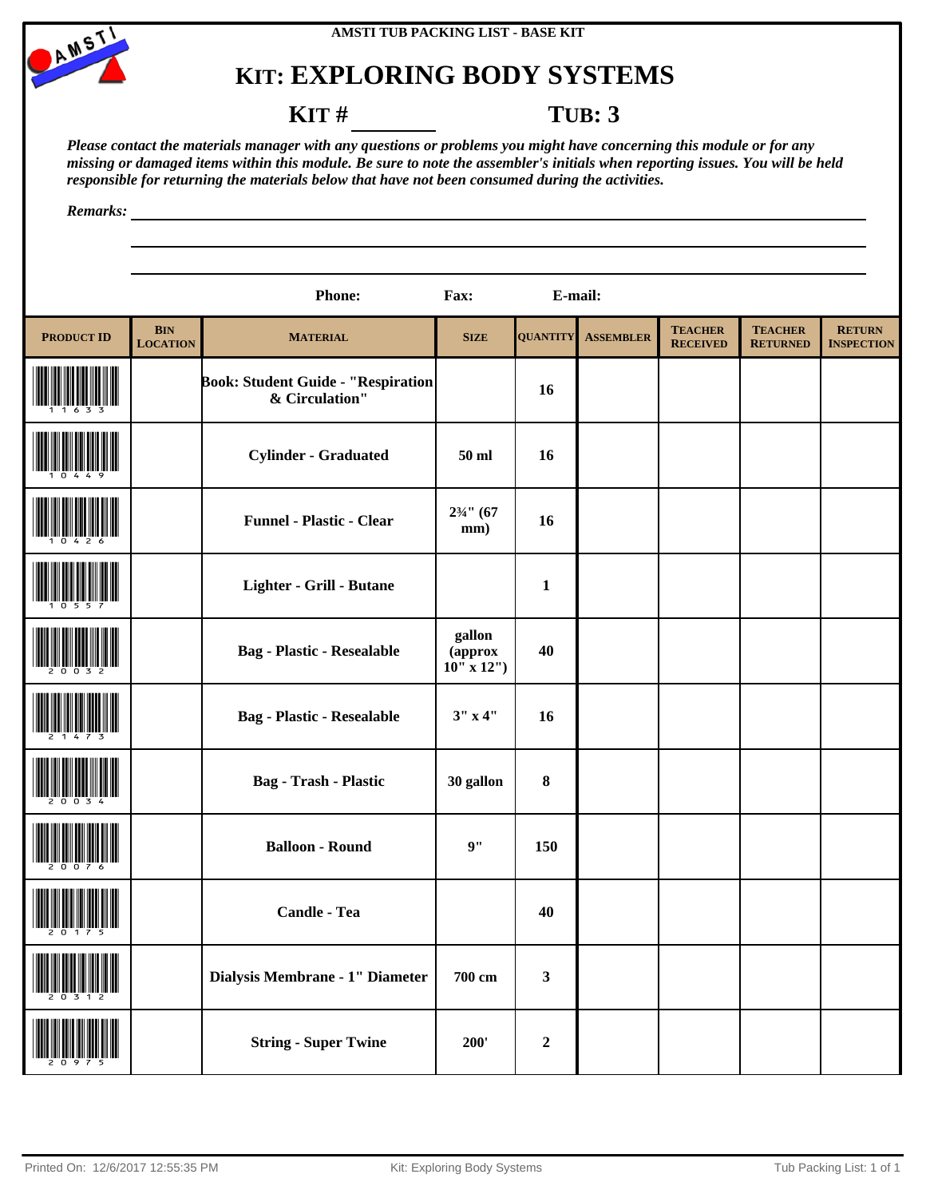AMSTI TUB PACKING LIST - BASE KIT

# KIT: EXPLORING BODY SYSTEMS

**KIT # ________** **TUB: 3**

*Please contact the materials manager with any questions or problems you might have concerning this module or for any missing or damaged items within this module. Be sure to note the assembler's initials when reporting issues. You will be held responsible for returning the materials below that have not been consumed during the activities.*

*Remarks:* ____________________

**Phone:** **Fax:** **E-mail:**

| PRODUCT ID | BIN LOCATION | MATERIAL | SIZE | QUANTITY | ASSEMBLER | TEACHER RECEIVED | TEACHER RETURNED | RETURN INSPECTION |
|---|---|---|---|---|---|---|---|---|
| 11633 | | Book: Student Guide - "Respiration & Circulation" | | 16 | | | | |
| 10449 | | Cylinder - Graduated | 50 ml | 16 | | | | |
| 10426 | | Funnel - Plastic - Clear | 2¾" (67 mm) | 16 | | | | |
| 10557 | | Lighter - Grill - Butane | | 1 | | | | |
| 20032 | | Bag - Plastic - Resealable | gallon (approx 10" x 12") | 40 | | | | |
| 21473 | | Bag - Plastic - Resealable | 3" x 4" | 16 | | | | |
| 20034 | | Bag - Trash - Plastic | 30 gallon | 8 | | | | |
| 20076 | | Balloon - Round | 9" | 150 | | | | |
| 20175 | | Candle - Tea | | 40 | | | | |
| 20312 | | Dialysis Membrane - 1" Diameter | 700 cm | 3 | | | | |
| 20975 | | String - Super Twine | 200' | 2 | | | | |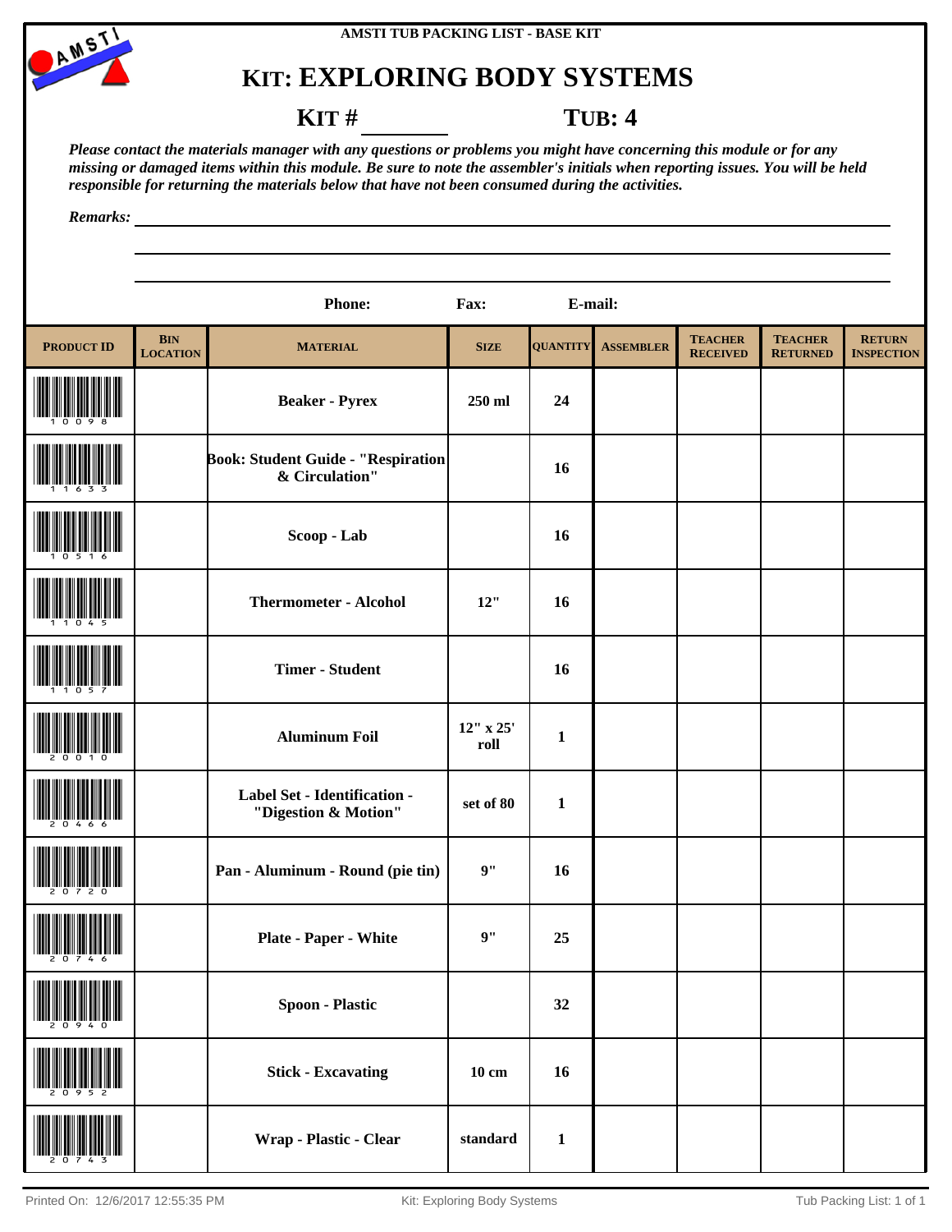AMSTI TUB PACKING LIST - BASE KIT

# KIT: EXPLORING BODY SYSTEMS

**KIT #** ________ **TUB: 4**

*Please contact the materials manager with any questions or problems you might have concerning this module or for any missing or damaged items within this module. Be sure to note the assembler's initials when reporting issues. You will be held responsible for returning the materials below that have not been consumed during the activities.*

*Remarks:*

**Phone:** **Fax:** **E-mail:**

| PRODUCT ID | BIN LOCATION | MATERIAL | SIZE | QUANTITY | ASSEMBLER | TEACHER RECEIVED | TEACHER RETURNED | RETURN INSPECTION |
|---|---|---|---|---|---|---|---|---|
| 10098 | | Beaker - Pyrex | 250 ml | 24 | | | | |
| 11633 | | Book: Student Guide - "Respiration & Circulation" | | 16 | | | | |
| 10516 | | Scoop - Lab | | 16 | | | | |
| 11045 | | Thermometer - Alcohol | 12" | 16 | | | | |
| 11057 | | Timer - Student | | 16 | | | | |
| 20010 | | Aluminum Foil | 12" x 25' roll | 1 | | | | |
| 20466 | | Label Set - Identification - "Digestion & Motion" | set of 80 | 1 | | | | |
| 20720 | | Pan - Aluminum - Round (pie tin) | 9" | 16 | | | | |
| 20746 | | Plate - Paper - White | 9" | 25 | | | | |
| 20940 | | Spoon - Plastic | | 32 | | | | |
| 20952 | | Stick - Excavating | 10 cm | 16 | | | | |
| 20743 | | Wrap - Plastic - Clear | standard | 1 | | | | |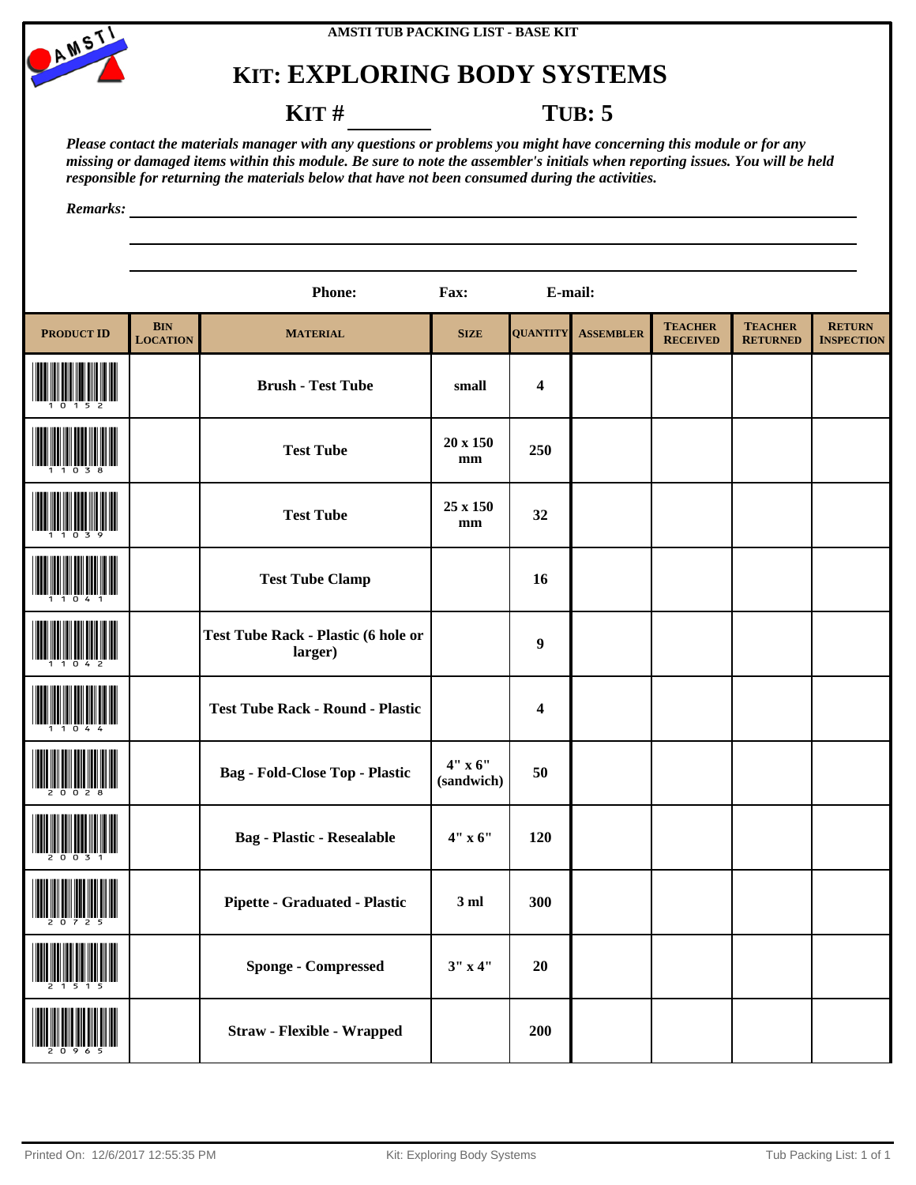AMSTI TUB PACKING LIST - BASE KIT

# KIT: EXPLORING BODY SYSTEMS

**KIT # ________ TUB: 5**

***Please contact the materials manager with any questions or problems you might have concerning this module or for any missing or damaged items within this module. Be sure to note the assembler's initials when reporting issues. You will be held responsible for returning the materials below that have not been consumed during the activities.***

***Remarks:*** ____________________________________________

**Phone:** **Fax:** **E-mail:**

| PRODUCT ID | BIN LOCATION | MATERIAL | SIZE | QUANTITY | ASSEMBLER | TEACHER RECEIVED | TEACHER RETURNED | RETURN INSPECTION |
|---|---|---|---|---|---|---|---|---|
| 10152 | | **Brush - Test Tube** | small | 4 | | | | |
| 11038 | | **Test Tube** | 20 x 150 mm | 250 | | | | |
| 11039 | | **Test Tube** | 25 x 150 mm | 32 | | | | |
| 11041 | | **Test Tube Clamp** | | 16 | | | | |
| 11042 | | **Test Tube Rack - Plastic (6 hole or larger)** | | 9 | | | | |
| 11044 | | **Test Tube Rack - Round - Plastic** | | 4 | | | | |
| 20028 | | **Bag - Fold-Close Top - Plastic** | 4" x 6" (sandwich) | 50 | | | | |
| 20031 | | **Bag - Plastic - Resealable** | 4" x 6" | 120 | | | | |
| 20725 | | **Pipette - Graduated - Plastic** | 3 ml | 300 | | | | |
| 21515 | | **Sponge - Compressed** | 3" x 4" | 20 | | | | |
| 20965 | | **Straw - Flexible - Wrapped** | | 200 | | | | |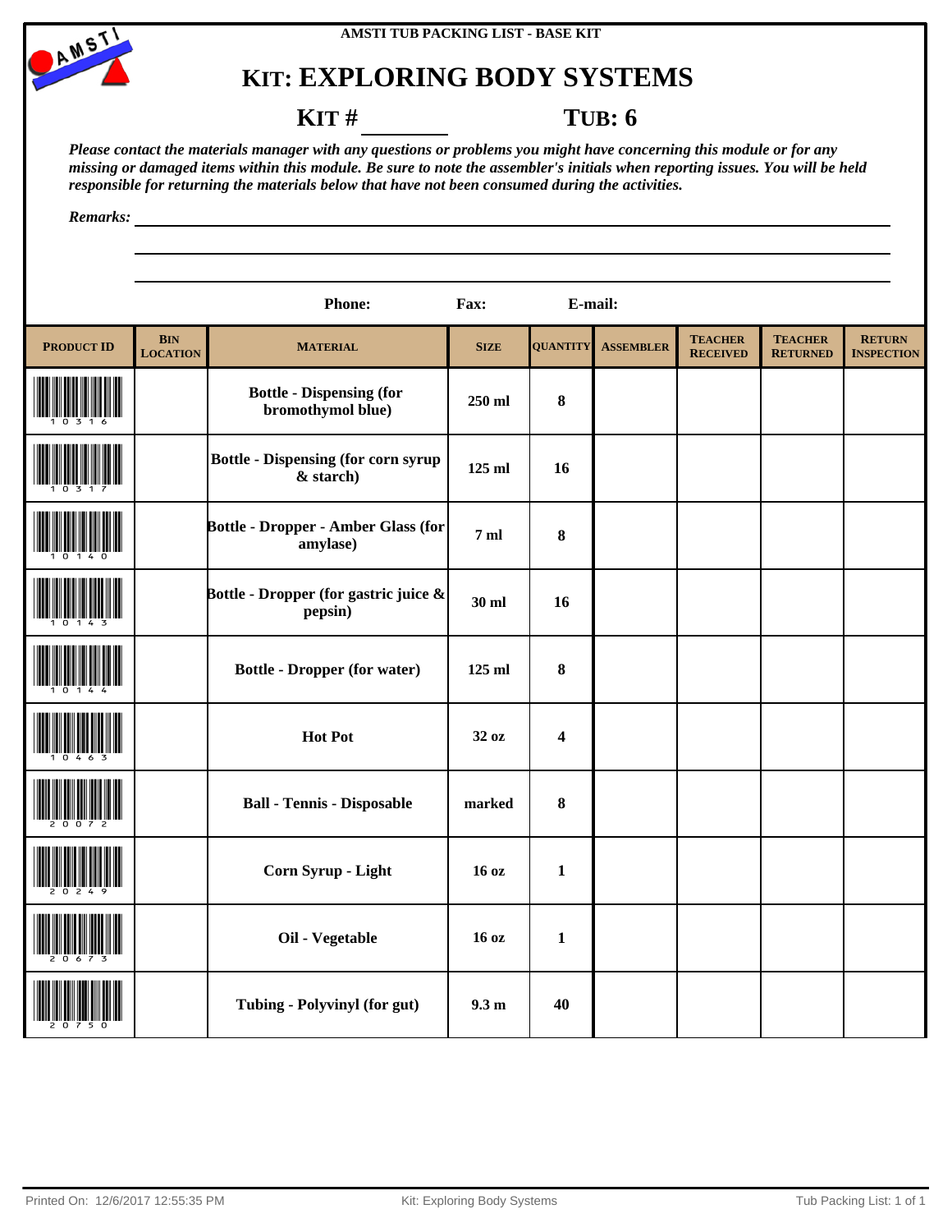AMSTI TUB PACKING LIST - BASE KIT

# KIT: EXPLORING BODY SYSTEMS

**KIT #** ________ **TUB: 6**

*Please contact the materials manager with any questions or problems you might have concerning this module or for any missing or damaged items within this module. Be sure to note the assembler's initials when reporting issues. You will be held responsible for returning the materials below that have not been consumed during the activities.*

*Remarks:* ____________________________________________

**Phone:** **Fax:** **E-mail:**

| PRODUCT ID | BIN LOCATION | MATERIAL | SIZE | QUANTITY | ASSEMBLER | TEACHER RECEIVED | TEACHER RETURNED | RETURN INSPECTION |
|---|---|---|---|---|---|---|---|---|
| 10316 | | Bottle - Dispensing (for bromothymol blue) | 250 ml | 8 | | | | |
| 10317 | | Bottle - Dispensing (for corn syrup & starch) | 125 ml | 16 | | | | |
| 10140 | | Bottle - Dropper - Amber Glass (for amylase) | 7 ml | 8 | | | | |
| 10143 | | Bottle - Dropper (for gastric juice & pepsin) | 30 ml | 16 | | | | |
| 10144 | | Bottle - Dropper (for water) | 125 ml | 8 | | | | |
| 10463 | | Hot Pot | 32 oz | 4 | | | | |
| 20072 | | Ball - Tennis - Disposable | marked | 8 | | | | |
| 20249 | | Corn Syrup - Light | 16 oz | 1 | | | | |
| 20673 | | Oil - Vegetable | 16 oz | 1 | | | | |
| 20750 | | Tubing - Polyvinyl (for gut) | 9.3 m | 40 | | | | |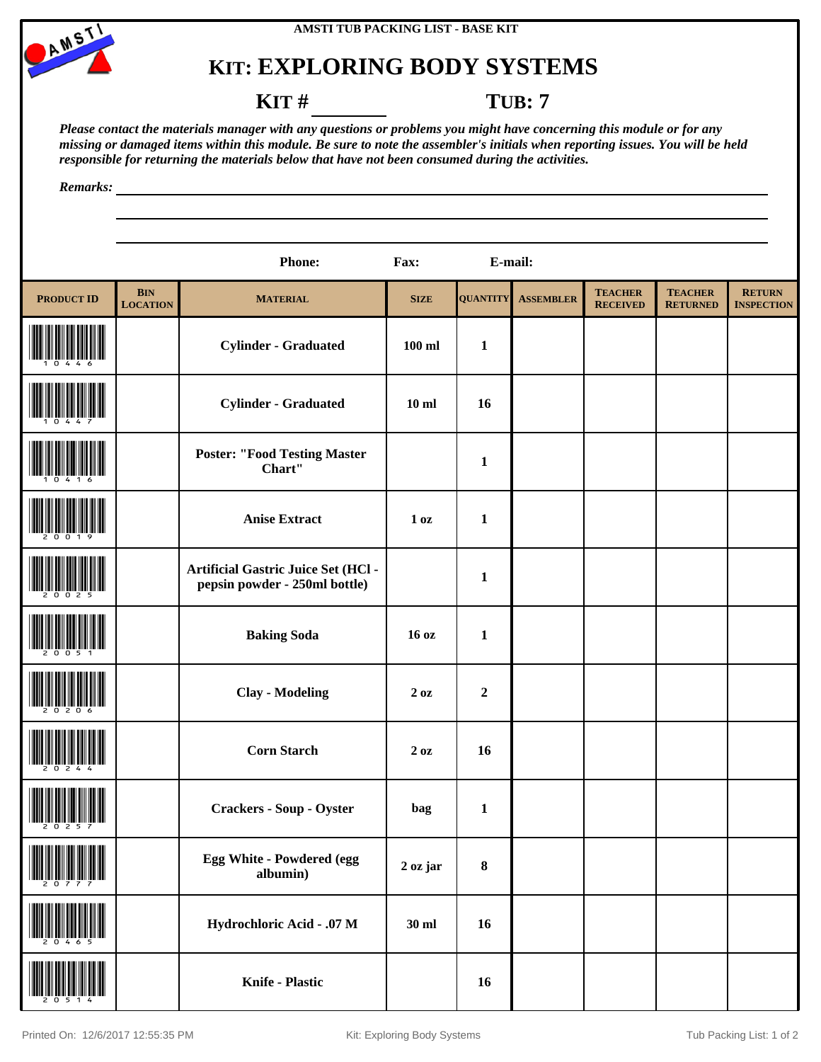AMSTI TUB PACKING LIST - BASE KIT

# KIT: EXPLORING BODY SYSTEMS

**KIT # ________** **TUB: 7**

*Please contact the materials manager with any questions or problems you might have concerning this module or for any missing or damaged items within this module. Be sure to note the assembler's initials when reporting issues. You will be held responsible for returning the materials below that have not been consumed during the activities.*

*Remarks:* ______________________________

**Phone:** **Fax:** **E-mail:**

| PRODUCT ID | BIN LOCATION | MATERIAL | SIZE | QUANTITY | ASSEMBLER | TEACHER RECEIVED | TEACHER RETURNED | RETURN INSPECTION |
|---|---|---|---|---|---|---|---|---|
| 10446 | | Cylinder - Graduated | 100 ml | 1 | | | | |
| 10447 | | Cylinder - Graduated | 10 ml | 16 | | | | |
| 10416 | | Poster: "Food Testing Master Chart" | | 1 | | | | |
| 20019 | | Anise Extract | 1 oz | 1 | | | | |
| 20025 | | Artificial Gastric Juice Set (HCl - pepsin powder - 250ml bottle) | | 1 | | | | |
| 20051 | | Baking Soda | 16 oz | 1 | | | | |
| 20206 | | Clay - Modeling | 2 oz | 2 | | | | |
| 20244 | | Corn Starch | 2 oz | 16 | | | | |
| 20257 | | Crackers - Soup - Oyster | bag | 1 | | | | |
| 20777 | | Egg White - Powdered (egg albumin) | 2 oz jar | 8 | | | | |
| 20465 | | Hydrochloric Acid - .07 M | 30 ml | 16 | | | | |
| 20514 | | Knife - Plastic | | 16 | | | | |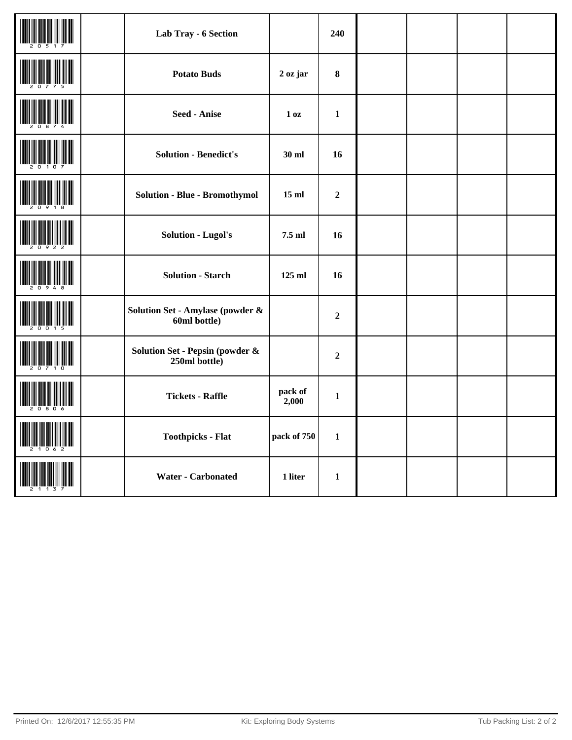| | | | | | | | | |
|---|---|---|---|---|---|---|---|---|
| 20517 | | **Lab Tray - 6 Section** | | **240** | | | | |
| 20775 | | **Potato Buds** | **2 oz jar** | **8** | | | | |
| 20874 | | **Seed - Anise** | **1 oz** | **1** | | | | |
| 20107 | | **Solution - Benedict's** | **30 ml** | **16** | | | | |
| 20918 | | **Solution - Blue - Bromothymol** | **15 ml** | **2** | | | | |
| 20922 | | **Solution - Lugol's** | **7.5 ml** | **16** | | | | |
| 20948 | | **Solution - Starch** | **125 ml** | **16** | | | | |
| 20015 | | **Solution Set - Amylase (powder & 60ml bottle)** | | **2** | | | | |
| 20710 | | **Solution Set - Pepsin (powder & 250ml bottle)** | | **2** | | | | |
| 20806 | | **Tickets - Raffle** | **pack of 2,000** | **1** | | | | |
| 21062 | | **Toothpicks - Flat** | **pack of 750** | **1** | | | | |
| 21137 | | **Water - Carbonated** | **1 liter** | **1** | | | | |

Printed On: 12/6/2017 12:55:35 PM Kit: Exploring Body Systems Tub Packing List: 2 of 2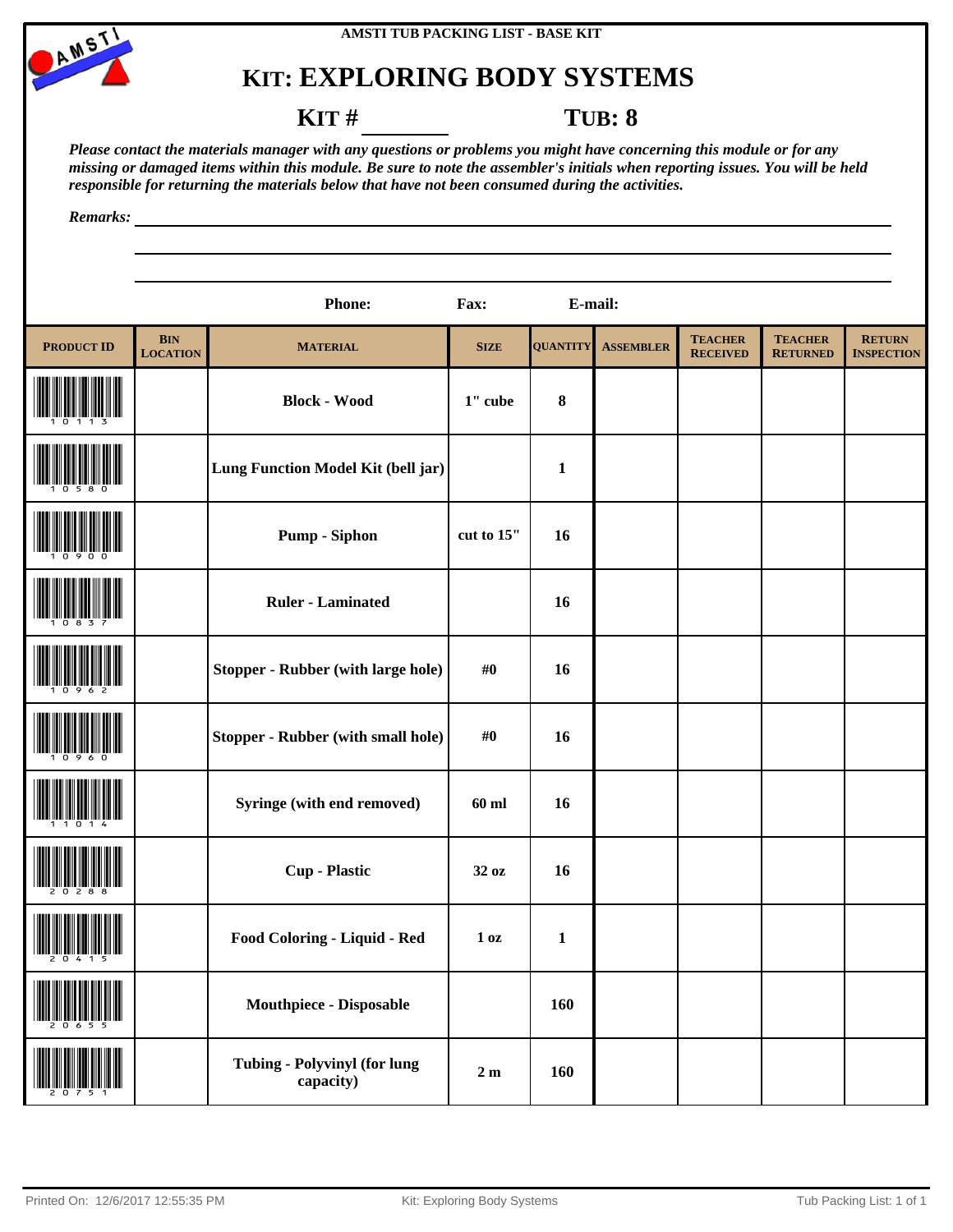AMSTI TUB PACKING LIST - BASE KIT

# KIT: EXPLORING BODY SYSTEMS

**KIT # ________** **TUB: 8**

***Please contact the materials manager with any questions or problems you might have concerning this module or for any missing or damaged items within this module. Be sure to note the assembler's initials when reporting issues. You will be held responsible for returning the materials below that have not been consumed during the activities.***

***Remarks:*** ______________________________________________

______________________________________________

______________________________________________

**Phone:** **Fax:** **E-mail:**

| PRODUCT ID | BIN LOCATION | MATERIAL | SIZE | QUANTITY | ASSEMBLER | TEACHER RECEIVED | TEACHER RETURNED | RETURN INSPECTION |
|---|---|---|---|---|---|---|---|---|
| 10113 | | Block - Wood | 1" cube | 8 | | | | |
| 10580 | | Lung Function Model Kit (bell jar) | | 1 | | | | |
| 10900 | | Pump - Siphon | cut to 15" | 16 | | | | |
| 10837 | | Ruler - Laminated | | 16 | | | | |
| 10962 | | Stopper - Rubber (with large hole) | #0 | 16 | | | | |
| 10960 | | Stopper - Rubber (with small hole) | #0 | 16 | | | | |
| 11014 | | Syringe (with end removed) | 60 ml | 16 | | | | |
| 20288 | | Cup - Plastic | 32 oz | 16 | | | | |
| 20415 | | Food Coloring - Liquid - Red | 1 oz | 1 | | | | |
| 20655 | | Mouthpiece - Disposable | | 160 | | | | |
| 20751 | | Tubing - Polyvinyl (for lung capacity) | 2 m | 160 | | | | |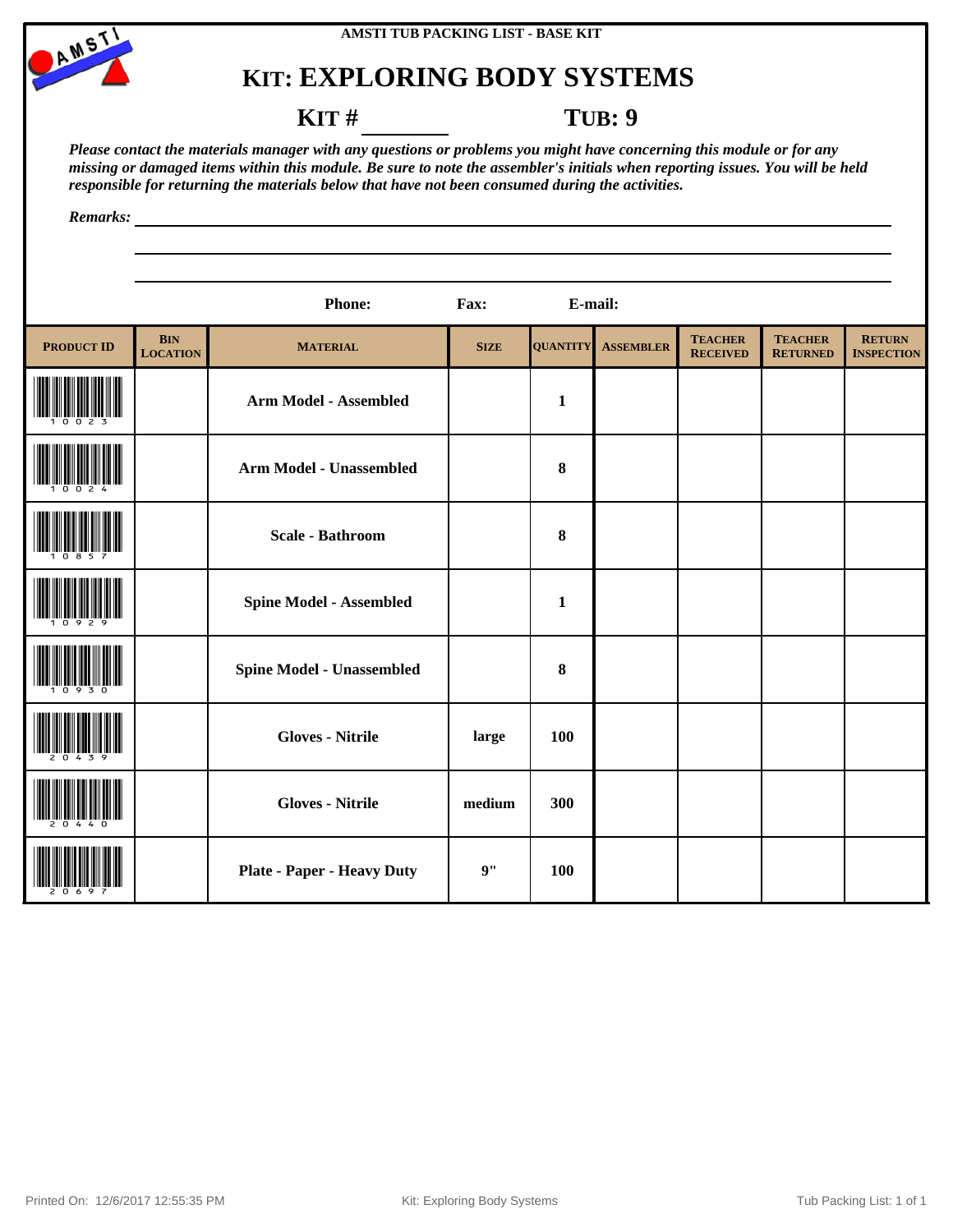AMSTI TUB PACKING LIST - BASE KIT

# KIT: EXPLORING BODY SYSTEMS

**KIT #** ________ **TUB: 9**

*Please contact the materials manager with any questions or problems you might have concerning this module or for any missing or damaged items within this module. Be sure to note the assembler's initials when reporting issues. You will be held responsible for returning the materials below that have not been consumed during the activities.*

*Remarks:* ______________________________

**Phone:** **Fax:** **E-mail:**

| PRODUCT ID | BIN LOCATION | MATERIAL | SIZE | QUANTITY | ASSEMBLER | TEACHER RECEIVED | TEACHER RETURNED | RETURN INSPECTION |
|---|---|---|---|---|---|---|---|---|
| 10023 | | Arm Model - Assembled | | 1 | | | | |
| 10024 | | Arm Model - Unassembled | | 8 | | | | |
| 10857 | | Scale - Bathroom | | 8 | | | | |
| 10929 | | Spine Model - Assembled | | 1 | | | | |
| 10930 | | Spine Model - Unassembled | | 8 | | | | |
| 20439 | | Gloves - Nitrile | large | 100 | | | | |
| 20440 | | Gloves - Nitrile | medium | 300 | | | | |
| 20697 | | Plate - Paper - Heavy Duty | 9" | 100 | | | | |

Printed On: 12/6/2017 12:55:35 PM Kit: Exploring Body Systems Tub Packing List: 1 of 1